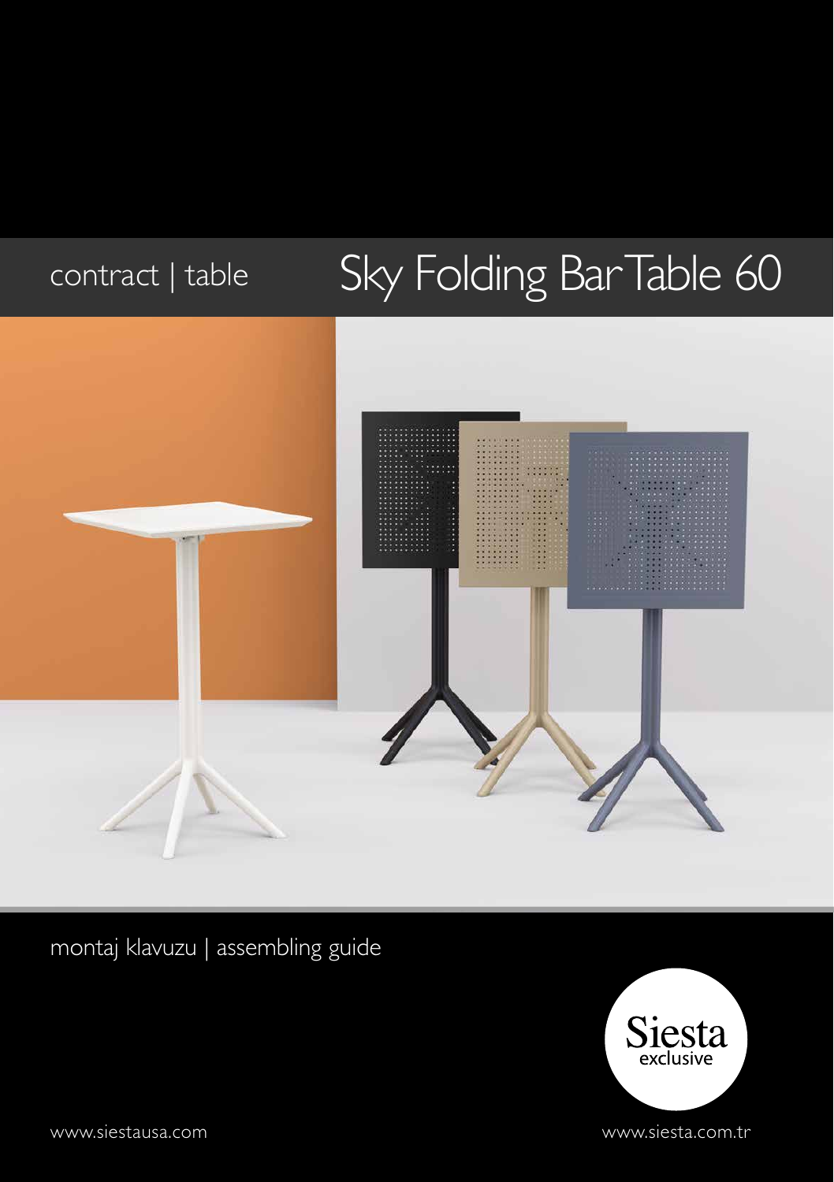contract | table

# Sky Folding Bar Table 60

montaj klavuzu | assembling guide

Siesta exclusive

www.siestausa.com

www.siesta.com.tr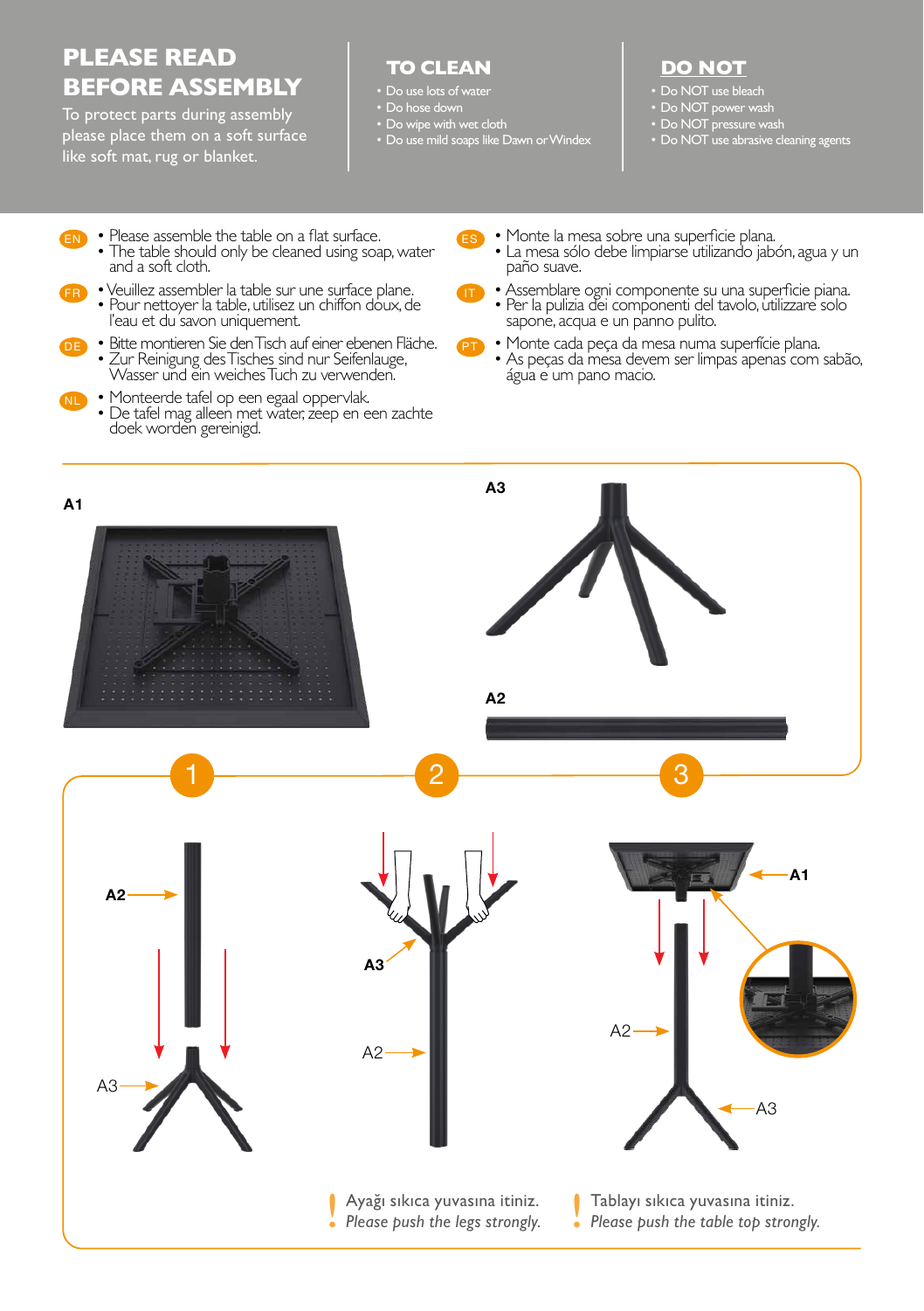## PLEASE READ BEFORE ASSEMBLY

To protect parts during assembly please place them on a soft surface like soft mat, rug or blanket.

## TO CLEAN

- Do use lots of water
- Do hose down
- Do wipe with wet cloth
- Do use mild soaps like Dawn or Windex

## DO NOT

- Do NOT use bleach
- Do NOT power wash
- Do NOT pressure wash
- Do NOT use abrasive cleaning agents

**EN**
- Please assemble the table on a flat surface.
- The table should only be cleaned using soap, water and a soft cloth.

**FR**
- Veuillez assembler la table sur une surface plane.
- Pour nettoyer la table, utilisez un chiffon doux, de l'eau et du savon uniquement.

**DE**
- Bitte montieren Sie den Tisch auf einer ebenen Fläche.
- Zur Reinigung des Tisches sind nur Seifenlauge, Wasser und ein weiches Tuch zu verwenden.

**NL**
- Monteerde tafel op een egaal oppervlak.
- De tafel mag alleen met water, zeep en een zachte doek worden gereinigd.

**ES**
- Monte la mesa sobre una superficie plana.
- La mesa sólo debe limpiarse utilizando jabón, agua y un paño suave.

**IT**
- Assemblare ogni componente su una superficie piana.
- Per la pulizia dei componenti del tavolo, utilizzare solo sapone, acqua e un panno pulito.

**PT**
- Monte cada peça da mesa numa superfície plana.
- As peças da mesa devem ser limpas apenas com sabão, água e um pano macio.

A1

A3

A2

1

A2

A3

2

A3

A2

3

A1

A2

A3

! Ayağı sıkıca yuvasına itiniz.
*Please push the legs strongly.*

! Tablayı sıkıca yuvasına itiniz.
*Please push the table top strongly.*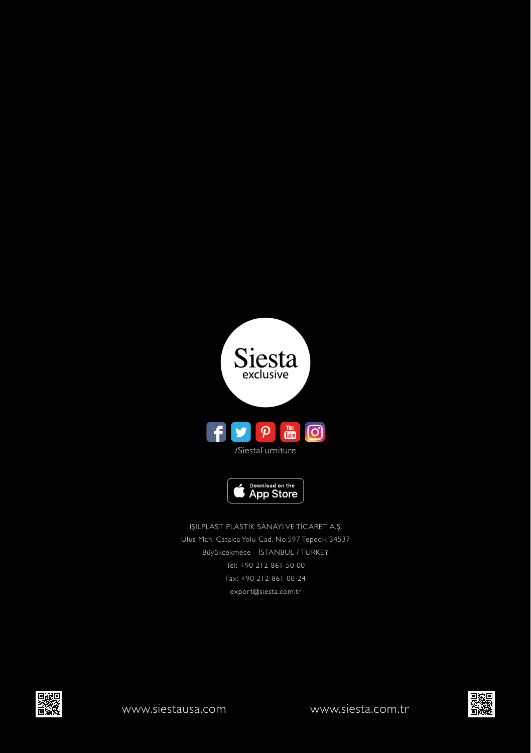Siesta
exclusive

/SiestaFurniture

Download on the App Store

IŞILPLAST PLASTİK SANAYİ VE TİCARET A.Ş.
Ulus Mah. Çatalca Yolu Cad. No:597 Tepecik 34537
Büyükçekmece - İSTANBUL / TURKEY
Tel: +90 212 861 50 00
Fax: +90 212 861 00 24
export@siesta.com.tr

www.siestausa.com

www.siesta.com.tr